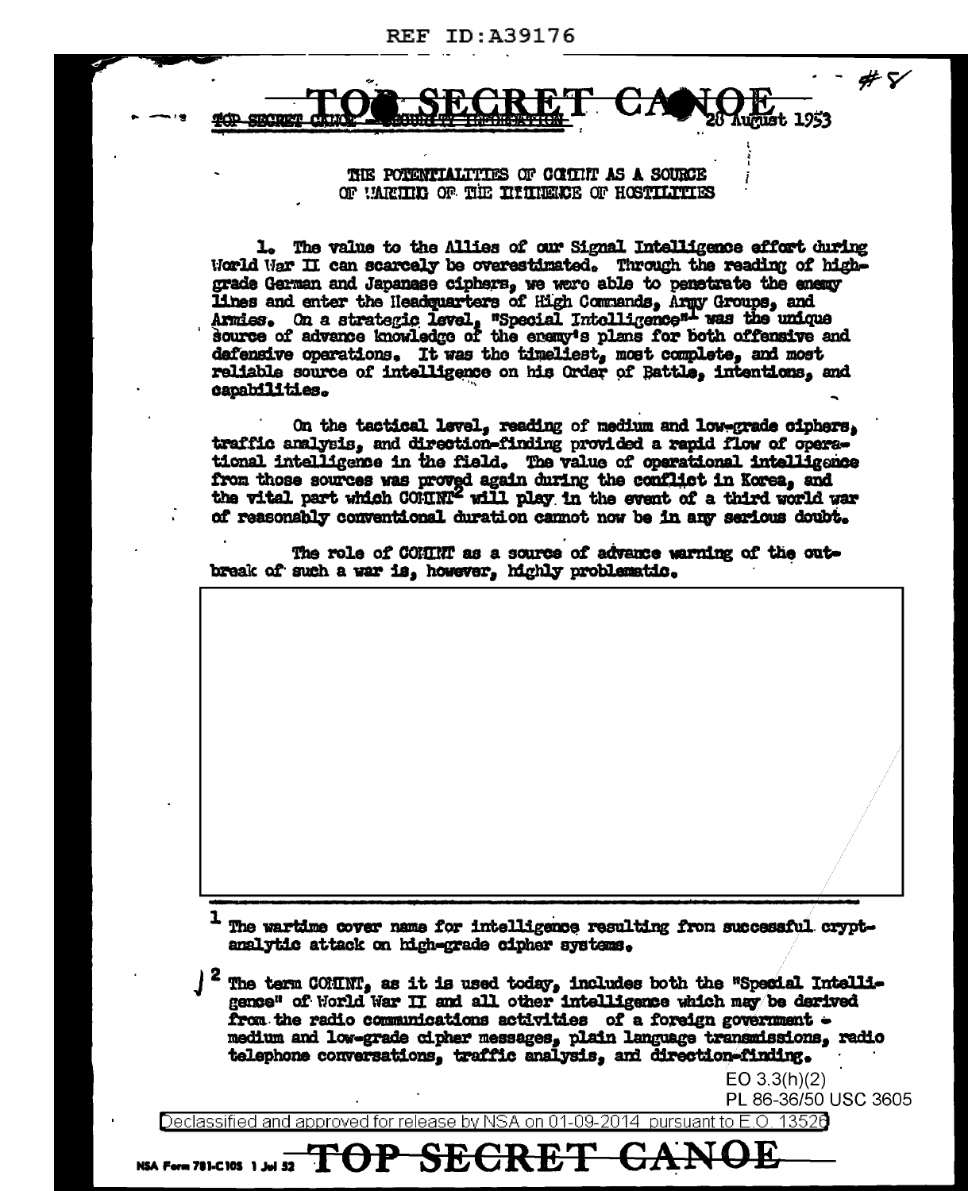TOP SECRET CANOE - SECURITY INFORMATION

28 August 1953

THE POTENTIALITIES OF COMINT AS A SOURCE OF WARNING OF THE IMMINENCE OF HOSTILITIES

1. The value to the Allies of our Signal Intelligence effort during World War II can scarcely be overestimated. Through the reading of high-grade German and Japanese ciphers, we were able to penetrate the enemy lines and enter the Headquarters of High Commands, Army Groups, and Armies. On a strategic level, "Special Intelligence"[1] was the unique source of advance knowledge of the enemy's plans for both offensive and defensive operations. It was the timeliest, most complete, and most reliable source of intelligence on his Order of Battle, intentions, and capabilities.

On the tactical level, reading of medium and low-grade ciphers, traffic analysis, and direction-finding provided a rapid flow of operational intelligence in the field. The value of operational intelligence from those sources was proved again during the conflict in Korea, and the vital part which COMINT[2] will play in the event of a third world war of reasonably conventional duration cannot now be in any serious doubt.

The role of COMINT as a source of advance warning of the outbreak of such a war is, however, highly problematic.

---

[1] The wartime cover name for intelligence resulting from successful cryptanalytic attack on high-grade cipher systems.

[2] The term COMINT, as it is used today, includes both the "Special Intelligence" of World War II and all other intelligence which may be derived from the radio communications activities of a foreign government - medium and low-grade cipher messages, plain language transmissions, radio telephone conversations, traffic analysis, and direction-finding.

EO 3.3(h)(2)
PL 86-36/50 USC 3605

Declassified and approved for release by NSA on 01-09-2014 pursuant to E.O. 13526

NSA Form 781-C10S 1 Jul 52 TOP SECRET CANOE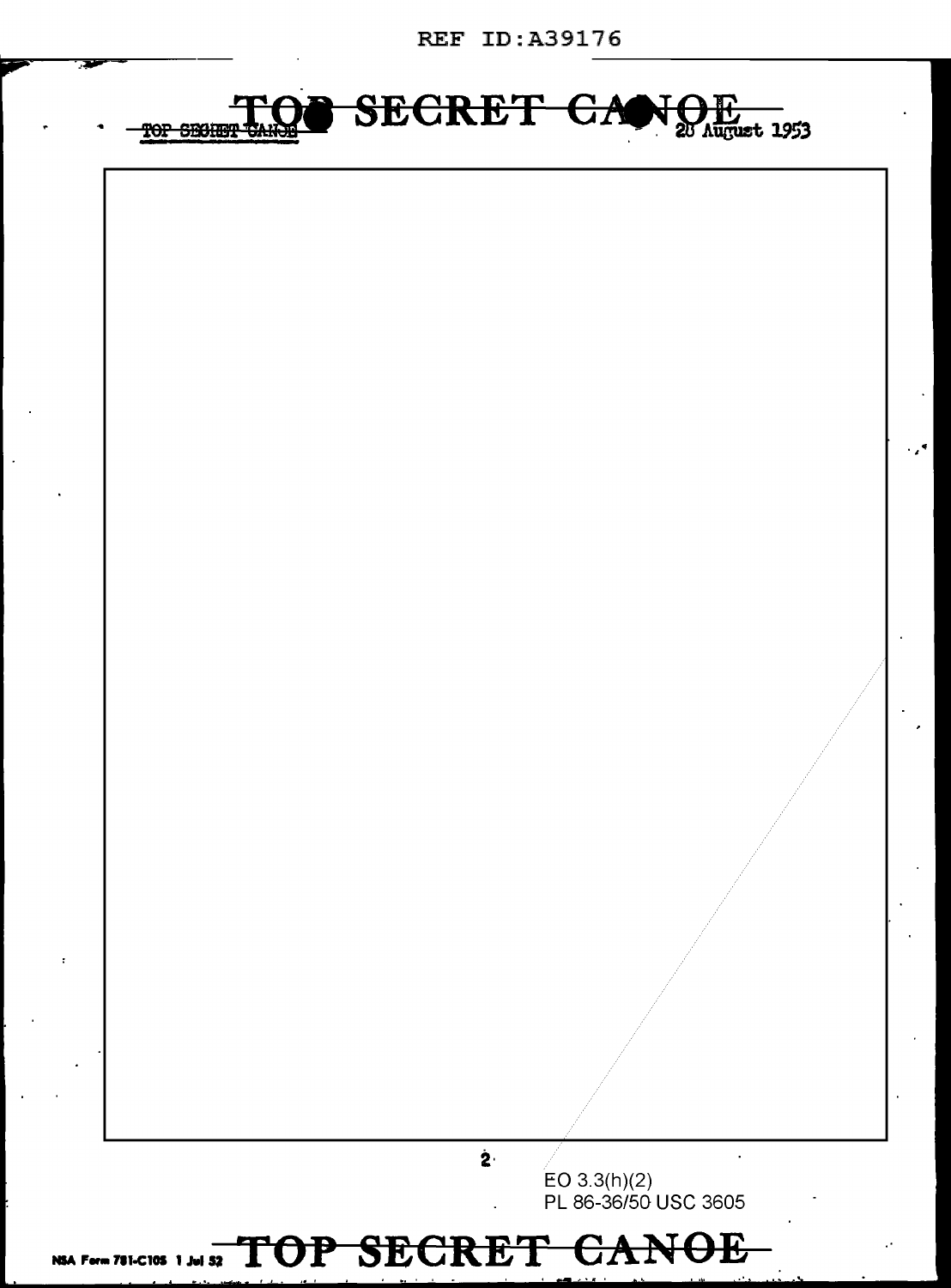TOP SECRET CANOE

28 August 1953

EO 3.3(h)(2)
PL 86-36/50 USC 3605

TOP SECRET CANOE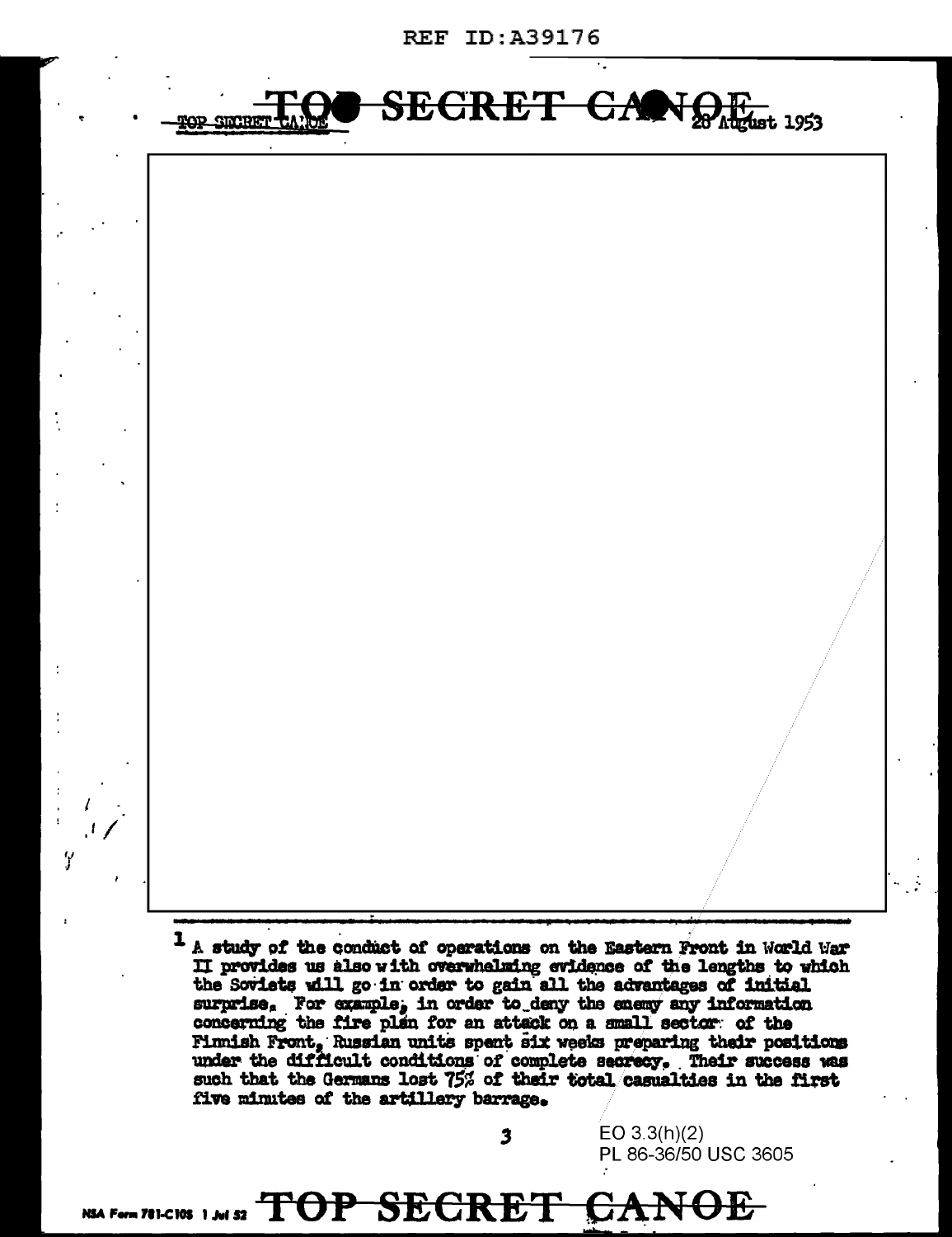[1] A study of the conduct of operations on the Eastern Front in World War II provides us also with overwhelming evidence of the lengths to which the Soviets will go in order to gain all the advantages of initial surprise. For example, in order to deny the enemy any information concerning the fire plan for an attack on a small sector of the Finnish Front, Russian units spent six weeks preparing their positions under the difficult conditions of complete secrecy. Their success was such that the Germans lost 75% of their total casualties in the first five minutes of the artillery barrage.

EO 3.3(h)(2)
PL 86-36/50 USC 3605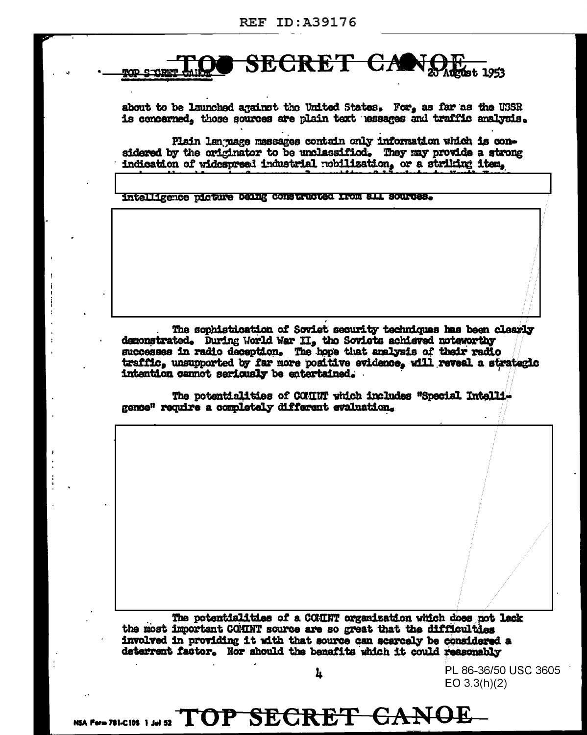about to be launched against the United States. For, as far as the USSR is concerned, those sources are plain text messages and traffic analysis.

Plain language messages contain only information which is considered by the originator to be unclassified. They may provide a strong indication of widespread industrial mobilization, or a striking item,

intelligence picture being constructed from all sources.

The sophistication of Soviet security techniques has been clearly demonstrated. During World War II, the Soviets achieved noteworthy successes in radio deception. The hope that analysis of their radio traffic, unsupported by far more positive evidence, will reveal a strategic intention cannot seriously be entertained.

The potentialities of COMINT which includes "Special Intelligence" require a completely different evaluation.

The potentialities of a COMINT organization which does not lack the most important COMINT source are so great that the difficulties involved in providing it with that source can scarcely be considered a deterrent factor. Nor should the benefits which it could reasonably

PL 86-36/50 USC 3605
EO 3.3(h)(2)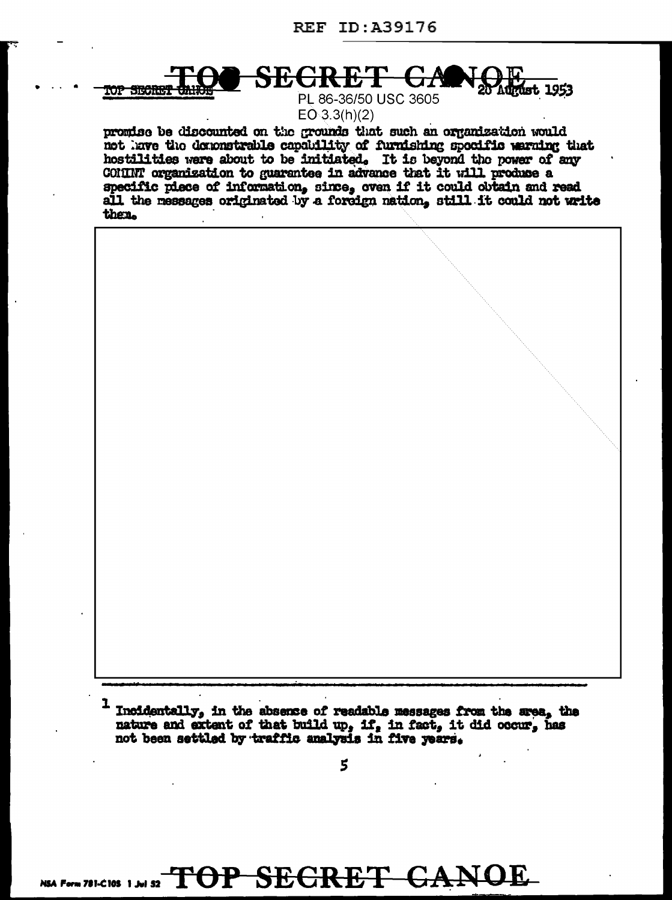promise be discounted on the grounds that such an organization would not have the demonstrable capability of furnishing specific warning that hostilities were about to be initiated. It is beyond the power of any COMINT organization to guarantee in advance that it will produce a specific piece of information, since, even if it could obtain and read all the messages originated by a foreign nation, still it could not write them.

[1] Incidentally, in the absence of readable messages from the area, the nature and extent of that build up, if, in fact, it did occur, has not been settled by traffic analysis in five years.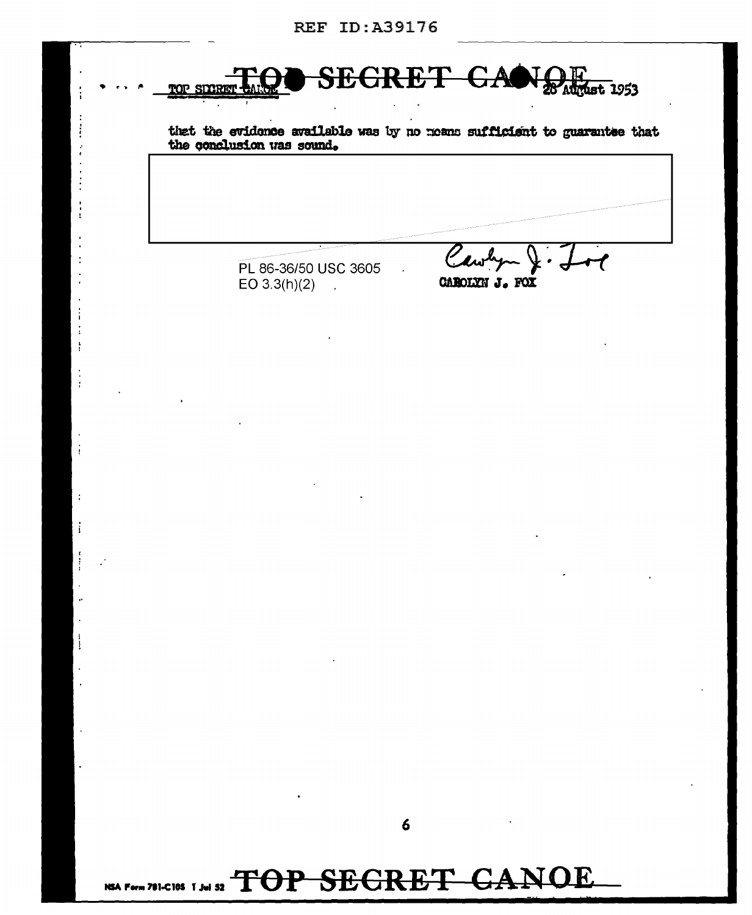that the evidence available was by no means sufficient to guarantee that the conclusion was sound.

PL 86-36/50 USC 3605
EO 3.3(h)(2)

CAROLYN J. FOX